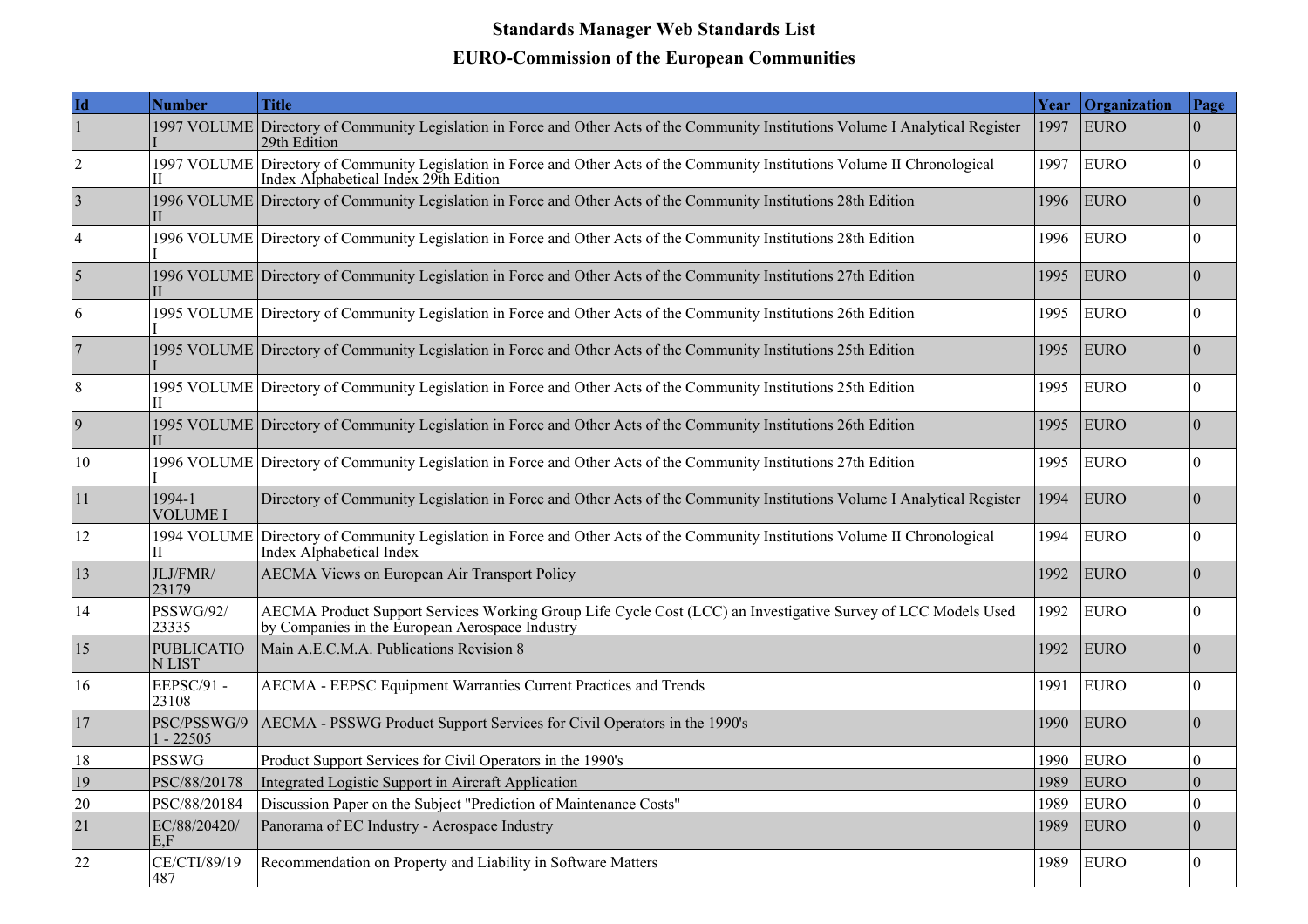# Standards Manager Web Standards List

## EURO-Commission of the European Communities

| Id | Number | Title | Year | Organization | Page |
|---|---|---|---|---|---|
| 1 | 1997 VOLUME I | Directory of Community Legislation in Force and Other Acts of the Community Institutions Volume I Analytical Register 29th Edition | 1997 | EURO | 0 |
| 2 | 1997 VOLUME II | Directory of Community Legislation in Force and Other Acts of the Community Institutions Volume II Chronological Index Alphabetical Index 29th Edition | 1997 | EURO | 0 |
| 3 | 1996 VOLUME II | Directory of Community Legislation in Force and Other Acts of the Community Institutions 28th Edition | 1996 | EURO | 0 |
| 4 | 1996 VOLUME I | Directory of Community Legislation in Force and Other Acts of the Community Institutions 28th Edition | 1996 | EURO | 0 |
| 5 | 1996 VOLUME II | Directory of Community Legislation in Force and Other Acts of the Community Institutions 27th Edition | 1995 | EURO | 0 |
| 6 | 1995 VOLUME I | Directory of Community Legislation in Force and Other Acts of the Community Institutions 26th Edition | 1995 | EURO | 0 |
| 7 | 1995 VOLUME I | Directory of Community Legislation in Force and Other Acts of the Community Institutions 25th Edition | 1995 | EURO | 0 |
| 8 | 1995 VOLUME II | Directory of Community Legislation in Force and Other Acts of the Community Institutions 25th Edition | 1995 | EURO | 0 |
| 9 | 1995 VOLUME II | Directory of Community Legislation in Force and Other Acts of the Community Institutions 26th Edition | 1995 | EURO | 0 |
| 10 | 1996 VOLUME I | Directory of Community Legislation in Force and Other Acts of the Community Institutions 27th Edition | 1995 | EURO | 0 |
| 11 | 1994-1 VOLUME I | Directory of Community Legislation in Force and Other Acts of the Community Institutions Volume I Analytical Register | 1994 | EURO | 0 |
| 12 | 1994 VOLUME II | Directory of Community Legislation in Force and Other Acts of the Community Institutions Volume II Chronological Index Alphabetical Index | 1994 | EURO | 0 |
| 13 | JLJ/FMR/23179 | AECMA Views on European Air Transport Policy | 1992 | EURO | 0 |
| 14 | PSSWG/92/23335 | AECMA Product Support Services Working Group Life Cycle Cost (LCC) an Investigative Survey of LCC Models Used by Companies in the European Aerospace Industry | 1992 | EURO | 0 |
| 15 | PUBLICATION LIST | Main A.E.C.M.A. Publications Revision 8 | 1992 | EURO | 0 |
| 16 | EEPSC/91 - 23108 | AECMA - EEPSC Equipment Warranties Current Practices and Trends | 1991 | EURO | 0 |
| 17 | PSC/PSSWG/91 - 22505 | AECMA - PSSWG Product Support Services for Civil Operators in the 1990's | 1990 | EURO | 0 |
| 18 | PSSWG | Product Support Services for Civil Operators in the 1990's | 1990 | EURO | 0 |
| 19 | PSC/88/20178 | Integrated Logistic Support in Aircraft Application | 1989 | EURO | 0 |
| 20 | PSC/88/20184 | Discussion Paper on the Subject "Prediction of Maintenance Costs" | 1989 | EURO | 0 |
| 21 | EC/88/20420/E,F | Panorama of EC Industry - Aerospace Industry | 1989 | EURO | 0 |
| 22 | CE/CTI/89/19487 | Recommendation on Property and Liability in Software Matters | 1989 | EURO | 0 |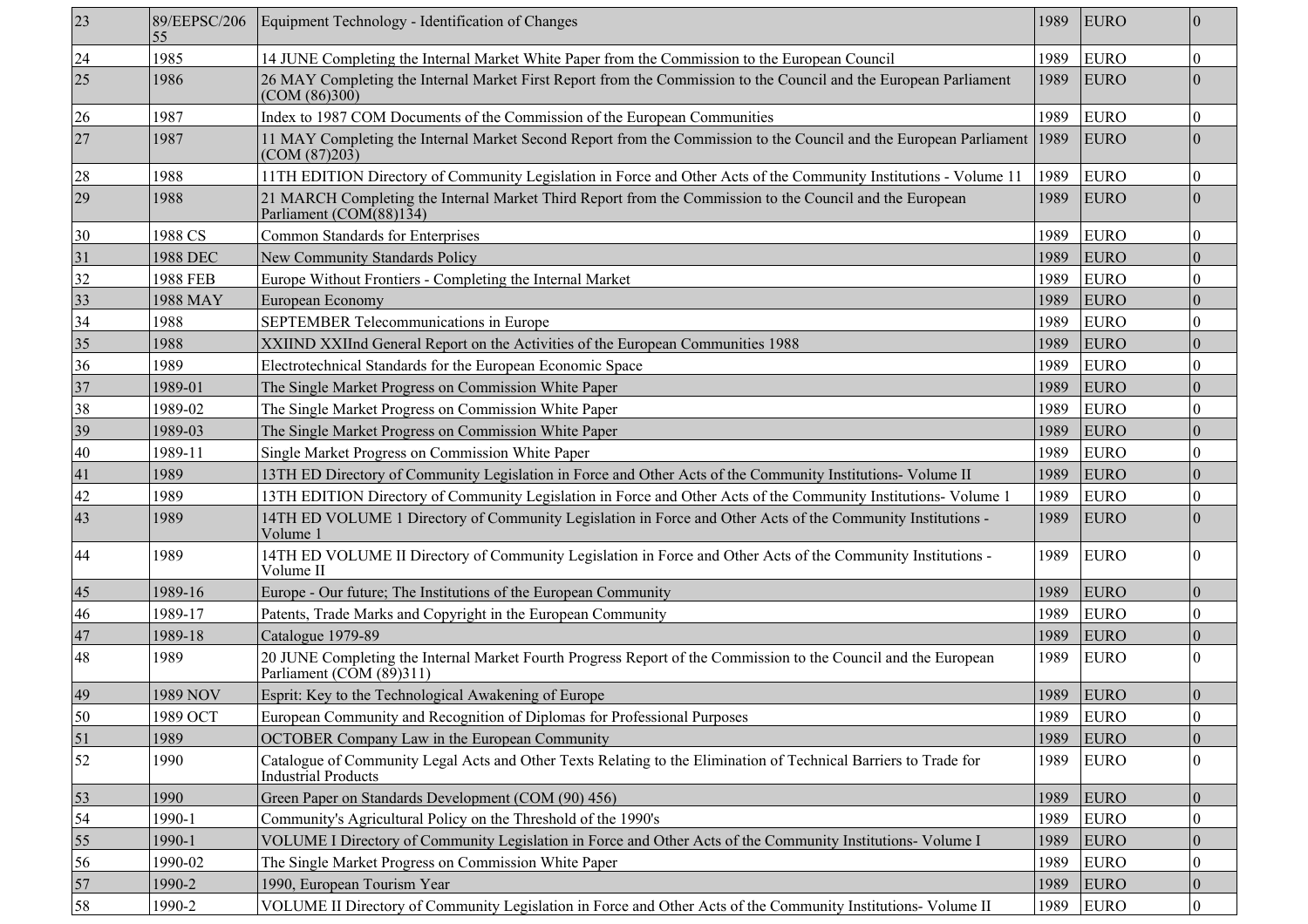| 23 | 89/EEPSC/20655 | Equipment Technology - Identification of Changes | 1989 | EURO | 0 |
|---|---|---|---|---|---|
| 24 | 1985 | 14 JUNE Completing the Internal Market White Paper from the Commission to the European Council | 1989 | EURO | 0 |
| 25 | 1986 | 26 MAY Completing the Internal Market First Report from the Commission to the Council and the European Parliament (COM (86)300) | 1989 | EURO | 0 |
| 26 | 1987 | Index to 1987 COM Documents of the Commission of the European Communities | 1989 | EURO | 0 |
| 27 | 1987 | 11 MAY Completing the Internal Market Second Report from the Commission to the Council and the European Parliament (COM (87)203) | 1989 | EURO | 0 |
| 28 | 1988 | 11TH EDITION Directory of Community Legislation in Force and Other Acts of the Community Institutions - Volume 11 | 1989 | EURO | 0 |
| 29 | 1988 | 21 MARCH Completing the Internal Market Third Report from the Commission to the Council and the European Parliament (COM(88)134) | 1989 | EURO | 0 |
| 30 | 1988 CS | Common Standards for Enterprises | 1989 | EURO | 0 |
| 31 | 1988 DEC | New Community Standards Policy | 1989 | EURO | 0 |
| 32 | 1988 FEB | Europe Without Frontiers - Completing the Internal Market | 1989 | EURO | 0 |
| 33 | 1988 MAY | European Economy | 1989 | EURO | 0 |
| 34 | 1988 | SEPTEMBER Telecommunications in Europe | 1989 | EURO | 0 |
| 35 | 1988 | XXIIND XXIInd General Report on the Activities of the European Communities 1988 | 1989 | EURO | 0 |
| 36 | 1989 | Electrotechnical Standards for the European Economic Space | 1989 | EURO | 0 |
| 37 | 1989-01 | The Single Market Progress on Commission White Paper | 1989 | EURO | 0 |
| 38 | 1989-02 | The Single Market Progress on Commission White Paper | 1989 | EURO | 0 |
| 39 | 1989-03 | The Single Market Progress on Commission White Paper | 1989 | EURO | 0 |
| 40 | 1989-11 | Single Market Progress on Commission White Paper | 1989 | EURO | 0 |
| 41 | 1989 | 13TH ED Directory of Community Legislation in Force and Other Acts of the Community Institutions- Volume II | 1989 | EURO | 0 |
| 42 | 1989 | 13TH EDITION Directory of Community Legislation in Force and Other Acts of the Community Institutions- Volume 1 | 1989 | EURO | 0 |
| 43 | 1989 | 14TH ED VOLUME 1 Directory of Community Legislation in Force and Other Acts of the Community Institutions - Volume 1 | 1989 | EURO | 0 |
| 44 | 1989 | 14TH ED VOLUME II Directory of Community Legislation in Force and Other Acts of the Community Institutions - Volume II | 1989 | EURO | 0 |
| 45 | 1989-16 | Europe - Our future; The Institutions of the European Community | 1989 | EURO | 0 |
| 46 | 1989-17 | Patents, Trade Marks and Copyright in the European Community | 1989 | EURO | 0 |
| 47 | 1989-18 | Catalogue 1979-89 | 1989 | EURO | 0 |
| 48 | 1989 | 20 JUNE Completing the Internal Market Fourth Progress Report of the Commission to the Council and the European Parliament (COM (89)311) | 1989 | EURO | 0 |
| 49 | 1989 NOV | Esprit: Key to the Technological Awakening of Europe | 1989 | EURO | 0 |
| 50 | 1989 OCT | European Community and Recognition of Diplomas for Professional Purposes | 1989 | EURO | 0 |
| 51 | 1989 | OCTOBER Company Law in the European Community | 1989 | EURO | 0 |
| 52 | 1990 | Catalogue of Community Legal Acts and Other Texts Relating to the Elimination of Technical Barriers to Trade for Industrial Products | 1989 | EURO | 0 |
| 53 | 1990 | Green Paper on Standards Development (COM (90) 456) | 1989 | EURO | 0 |
| 54 | 1990-1 | Community's Agricultural Policy on the Threshold of the 1990's | 1989 | EURO | 0 |
| 55 | 1990-1 | VOLUME I Directory of Community Legislation in Force and Other Acts of the Community Institutions- Volume I | 1989 | EURO | 0 |
| 56 | 1990-02 | The Single Market Progress on Commission White Paper | 1989 | EURO | 0 |
| 57 | 1990-2 | 1990, European Tourism Year | 1989 | EURO | 0 |
| 58 | 1990-2 | VOLUME II Directory of Community Legislation in Force and Other Acts of the Community Institutions- Volume II | 1989 | EURO | 0 |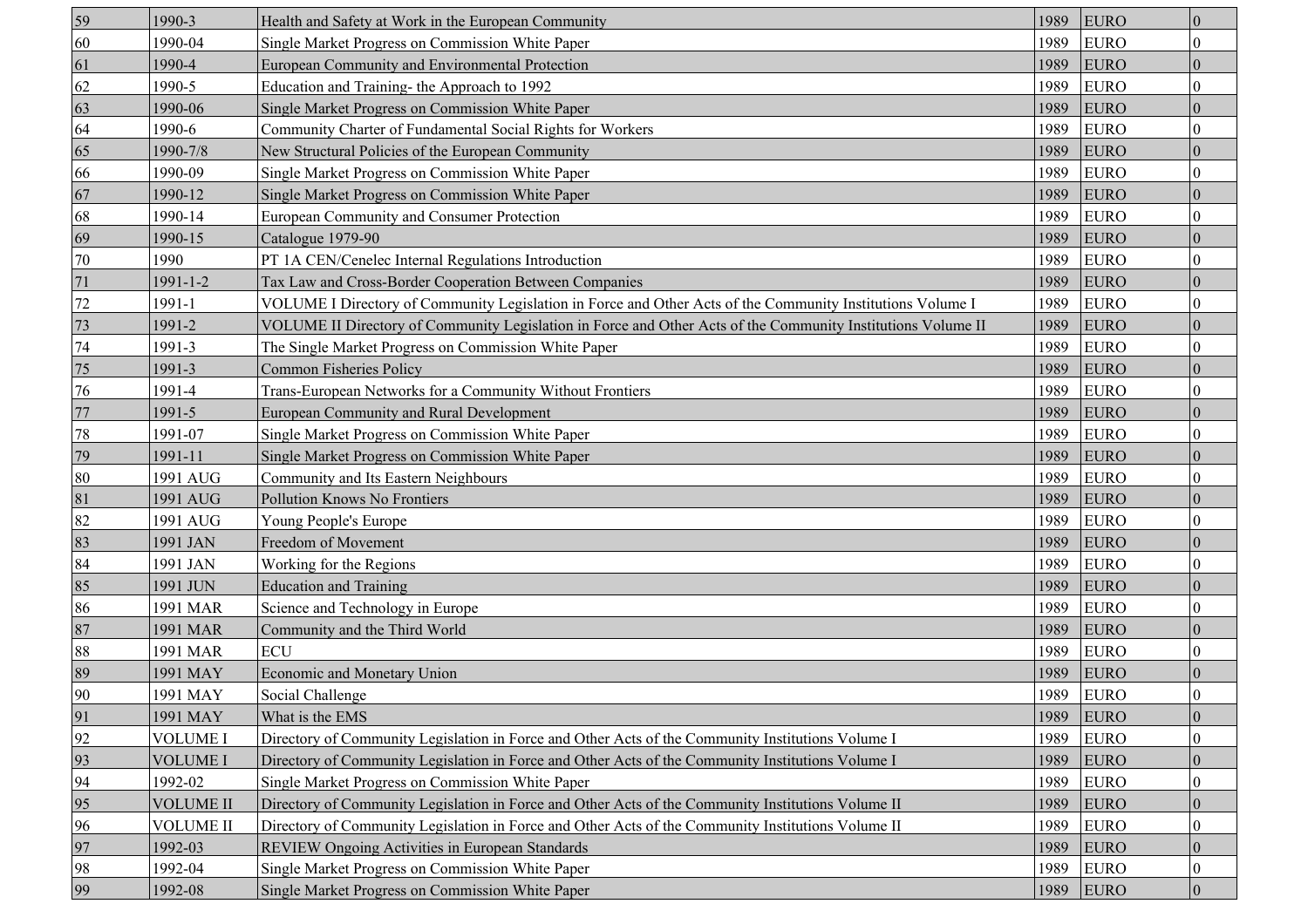| 59 | 1990-3 | Health and Safety at Work in the European Community | 1989 | EURO | 0 |
|---|---|---|---|---|---|
| 60 | 1990-04 | Single Market Progress on Commission White Paper | 1989 | EURO | 0 |
| 61 | 1990-4 | European Community and Environmental Protection | 1989 | EURO | 0 |
| 62 | 1990-5 | Education and Training- the Approach to 1992 | 1989 | EURO | 0 |
| 63 | 1990-06 | Single Market Progress on Commission White Paper | 1989 | EURO | 0 |
| 64 | 1990-6 | Community Charter of Fundamental Social Rights for Workers | 1989 | EURO | 0 |
| 65 | 1990-7/8 | New Structural Policies of the European Community | 1989 | EURO | 0 |
| 66 | 1990-09 | Single Market Progress on Commission White Paper | 1989 | EURO | 0 |
| 67 | 1990-12 | Single Market Progress on Commission White Paper | 1989 | EURO | 0 |
| 68 | 1990-14 | European Community and Consumer Protection | 1989 | EURO | 0 |
| 69 | 1990-15 | Catalogue 1979-90 | 1989 | EURO | 0 |
| 70 | 1990 | PT 1A CEN/Cenelec Internal Regulations Introduction | 1989 | EURO | 0 |
| 71 | 1991-1-2 | Tax Law and Cross-Border Cooperation Between Companies | 1989 | EURO | 0 |
| 72 | 1991-1 | VOLUME I Directory of Community Legislation in Force and Other Acts of the Community Institutions Volume I | 1989 | EURO | 0 |
| 73 | 1991-2 | VOLUME II Directory of Community Legislation in Force and Other Acts of the Community Institutions Volume II | 1989 | EURO | 0 |
| 74 | 1991-3 | The Single Market Progress on Commission White Paper | 1989 | EURO | 0 |
| 75 | 1991-3 | Common Fisheries Policy | 1989 | EURO | 0 |
| 76 | 1991-4 | Trans-European Networks for a Community Without Frontiers | 1989 | EURO | 0 |
| 77 | 1991-5 | European Community and Rural Development | 1989 | EURO | 0 |
| 78 | 1991-07 | Single Market Progress on Commission White Paper | 1989 | EURO | 0 |
| 79 | 1991-11 | Single Market Progress on Commission White Paper | 1989 | EURO | 0 |
| 80 | 1991 AUG | Community and Its Eastern Neighbours | 1989 | EURO | 0 |
| 81 | 1991 AUG | Pollution Knows No Frontiers | 1989 | EURO | 0 |
| 82 | 1991 AUG | Young People's Europe | 1989 | EURO | 0 |
| 83 | 1991 JAN | Freedom of Movement | 1989 | EURO | 0 |
| 84 | 1991 JAN | Working for the Regions | 1989 | EURO | 0 |
| 85 | 1991 JUN | Education and Training | 1989 | EURO | 0 |
| 86 | 1991 MAR | Science and Technology in Europe | 1989 | EURO | 0 |
| 87 | 1991 MAR | Community and the Third World | 1989 | EURO | 0 |
| 88 | 1991 MAR | ECU | 1989 | EURO | 0 |
| 89 | 1991 MAY | Economic and Monetary Union | 1989 | EURO | 0 |
| 90 | 1991 MAY | Social Challenge | 1989 | EURO | 0 |
| 91 | 1991 MAY | What is the EMS | 1989 | EURO | 0 |
| 92 | VOLUME I | Directory of Community Legislation in Force and Other Acts of the Community Institutions Volume I | 1989 | EURO | 0 |
| 93 | VOLUME I | Directory of Community Legislation in Force and Other Acts of the Community Institutions Volume I | 1989 | EURO | 0 |
| 94 | 1992-02 | Single Market Progress on Commission White Paper | 1989 | EURO | 0 |
| 95 | VOLUME II | Directory of Community Legislation in Force and Other Acts of the Community Institutions Volume II | 1989 | EURO | 0 |
| 96 | VOLUME II | Directory of Community Legislation in Force and Other Acts of the Community Institutions Volume II | 1989 | EURO | 0 |
| 97 | 1992-03 | REVIEW Ongoing Activities in European Standards | 1989 | EURO | 0 |
| 98 | 1992-04 | Single Market Progress on Commission White Paper | 1989 | EURO | 0 |
| 99 | 1992-08 | Single Market Progress on Commission White Paper | 1989 | EURO | 0 |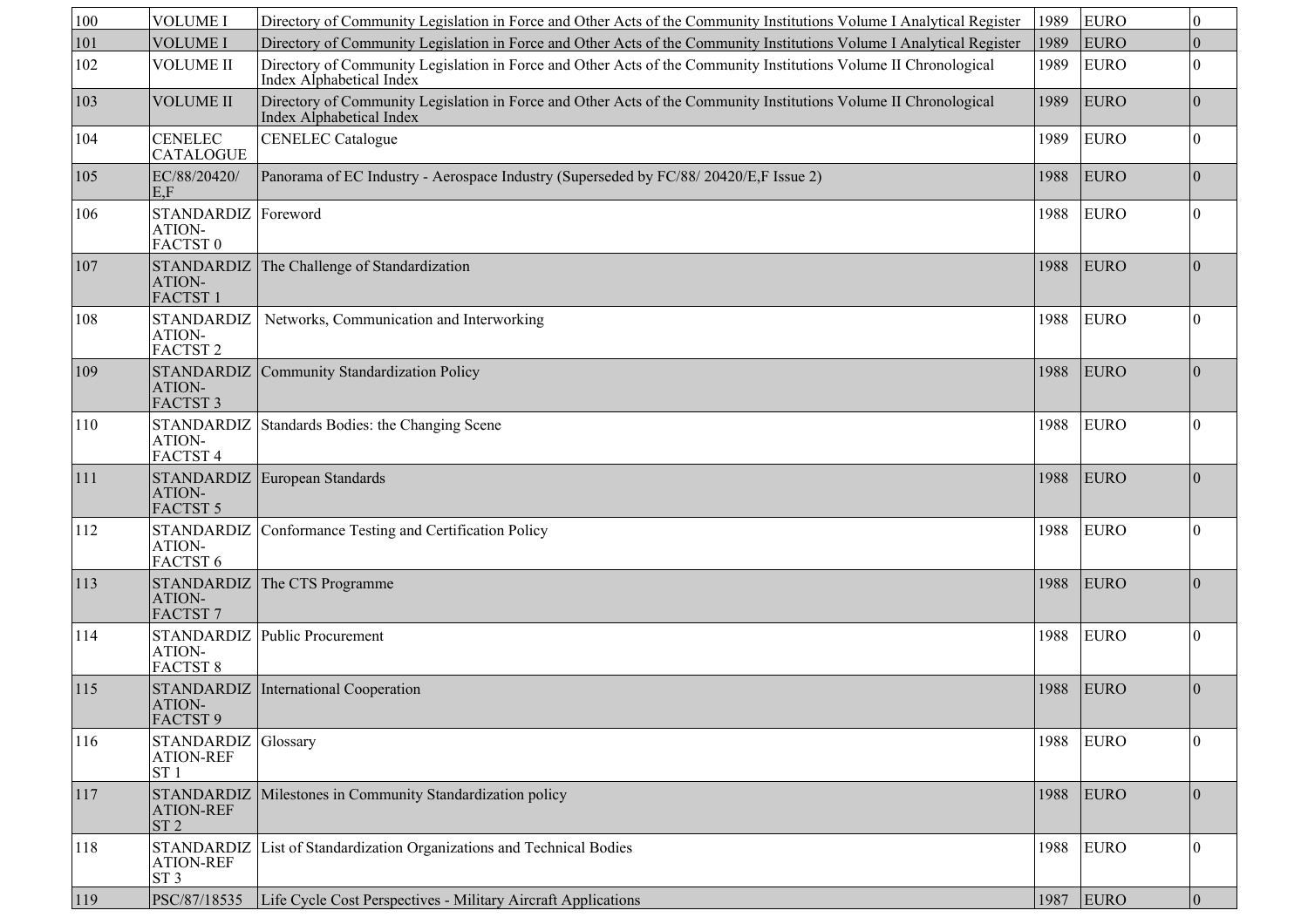| 100 | VOLUME I | Directory of Community Legislation in Force and Other Acts of the Community Institutions Volume I Analytical Register | 1989 | EURO | 0 |
|---|---|---|---|---|---|
| 101 | VOLUME I | Directory of Community Legislation in Force and Other Acts of the Community Institutions Volume I Analytical Register | 1989 | EURO | 0 |
| 102 | VOLUME II | Directory of Community Legislation in Force and Other Acts of the Community Institutions Volume II Chronological Index Alphabetical Index | 1989 | EURO | 0 |
| 103 | VOLUME II | Directory of Community Legislation in Force and Other Acts of the Community Institutions Volume II Chronological Index Alphabetical Index | 1989 | EURO | 0 |
| 104 | CENELEC CATALOGUE | CENELEC Catalogue | 1989 | EURO | 0 |
| 105 | EC/88/20420/ E,F | Panorama of EC Industry - Aerospace Industry (Superseded by FC/88/ 20420/E,F Issue 2) | 1988 | EURO | 0 |
| 106 | STANDARDIZ ATION- FACTST 0 | Foreword | 1988 | EURO | 0 |
| 107 | STANDARDIZ ATION- FACTST 1 | The Challenge of Standardization | 1988 | EURO | 0 |
| 108 | STANDARDIZ ATION- FACTST 2 | Networks, Communication and Interworking | 1988 | EURO | 0 |
| 109 | STANDARDIZ ATION- FACTST 3 | Community Standardization Policy | 1988 | EURO | 0 |
| 110 | STANDARDIZ ATION- FACTST 4 | Standards Bodies: the Changing Scene | 1988 | EURO | 0 |
| 111 | STANDARDIZ ATION- FACTST 5 | European Standards | 1988 | EURO | 0 |
| 112 | STANDARDIZ ATION- FACTST 6 | Conformance Testing and Certification Policy | 1988 | EURO | 0 |
| 113 | STANDARDIZ ATION- FACTST 7 | The CTS Programme | 1988 | EURO | 0 |
| 114 | STANDARDIZ ATION- FACTST 8 | Public Procurement | 1988 | EURO | 0 |
| 115 | STANDARDIZ ATION- FACTST 9 | International Cooperation | 1988 | EURO | 0 |
| 116 | STANDARDIZ ATION-REF ST 1 | Glossary | 1988 | EURO | 0 |
| 117 | STANDARDIZ ATION-REF ST 2 | Milestones in Community Standardization policy | 1988 | EURO | 0 |
| 118 | STANDARDIZ ATION-REF ST 3 | List of Standardization Organizations and Technical Bodies | 1988 | EURO | 0 |
| 119 | PSC/87/18535 | Life Cycle Cost Perspectives - Military Aircraft Applications | 1987 | EURO | 0 |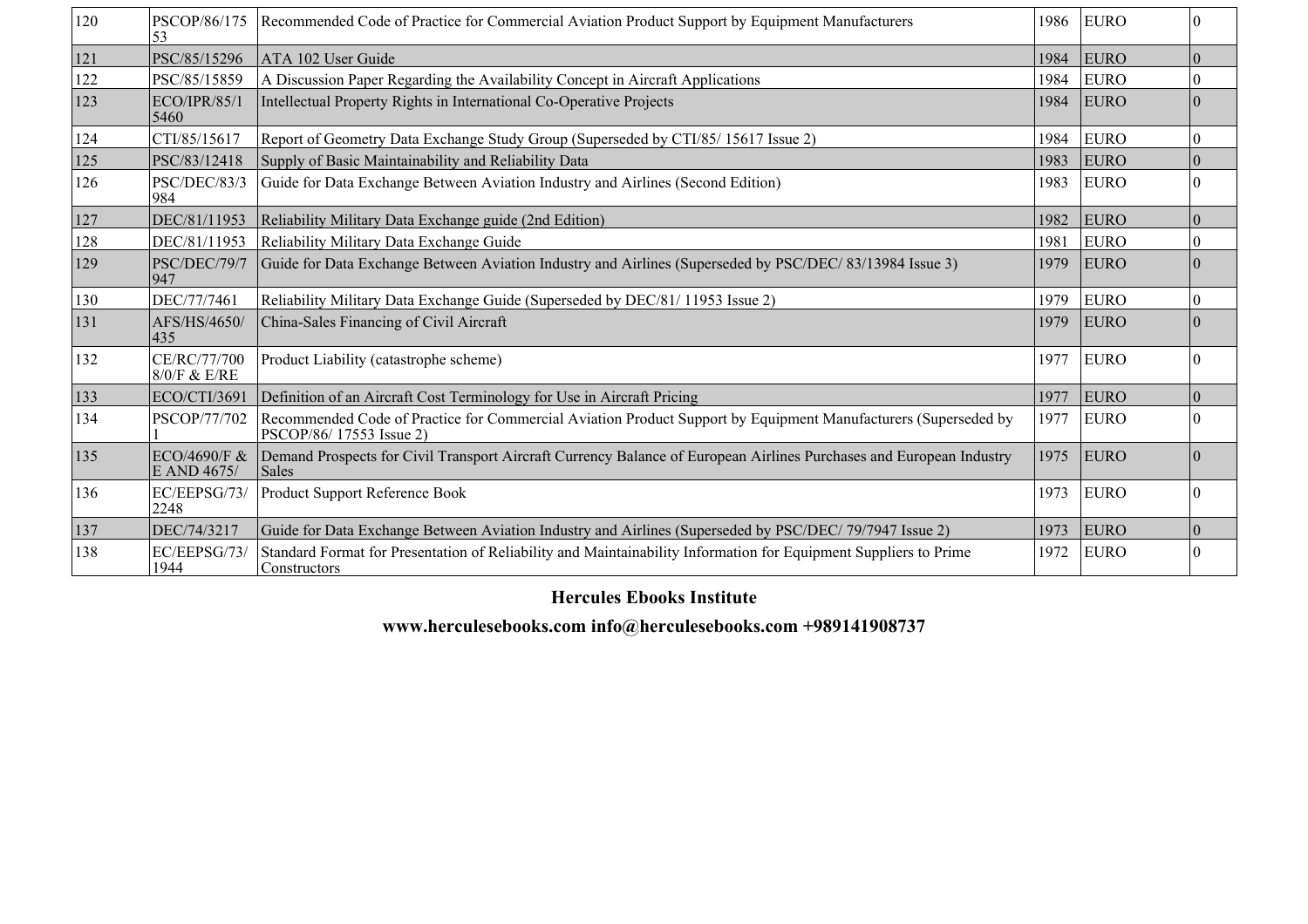| | | | | | |
|---|---|---|---|---|---|
| 120 | PSCOP/86/17553 | Recommended Code of Practice for Commercial Aviation Product Support by Equipment Manufacturers | 1986 | EURO | 0 |
| 121 | PSC/85/15296 | ATA 102 User Guide | 1984 | EURO | 0 |
| 122 | PSC/85/15859 | A Discussion Paper Regarding the Availability Concept in Aircraft Applications | 1984 | EURO | 0 |
| 123 | ECO/IPR/85/15460 | Intellectual Property Rights in International Co-Operative Projects | 1984 | EURO | 0 |
| 124 | CTI/85/15617 | Report of Geometry Data Exchange Study Group (Superseded by CTI/85/ 15617 Issue 2) | 1984 | EURO | 0 |
| 125 | PSC/83/12418 | Supply of Basic Maintainability and Reliability Data | 1983 | EURO | 0 |
| 126 | PSC/DEC/83/3984 | Guide for Data Exchange Between Aviation Industry and Airlines (Second Edition) | 1983 | EURO | 0 |
| 127 | DEC/81/11953 | Reliability Military Data Exchange guide (2nd Edition) | 1982 | EURO | 0 |
| 128 | DEC/81/11953 | Reliability Military Data Exchange Guide | 1981 | EURO | 0 |
| 129 | PSC/DEC/79/7947 | Guide for Data Exchange Between Aviation Industry and Airlines (Superseded by PSC/DEC/ 83/13984 Issue 3) | 1979 | EURO | 0 |
| 130 | DEC/77/7461 | Reliability Military Data Exchange Guide (Superseded by DEC/81/ 11953 Issue 2) | 1979 | EURO | 0 |
| 131 | AFS/HS/4650/435 | China-Sales Financing of Civil Aircraft | 1979 | EURO | 0 |
| 132 | CE/RC/77/7008/0/F & E/RE | Product Liability (catastrophe scheme) | 1977 | EURO | 0 |
| 133 | ECO/CTI/3691 | Definition of an Aircraft Cost Terminology for Use in Aircraft Pricing | 1977 | EURO | 0 |
| 134 | PSCOP/77/7021 | Recommended Code of Practice for Commercial Aviation Product Support by Equipment Manufacturers (Superseded by PSCOP/86/ 17553 Issue 2) | 1977 | EURO | 0 |
| 135 | ECO/4690/F & E AND 4675/ | Demand Prospects for Civil Transport Aircraft Currency Balance of European Airlines Purchases and European Industry Sales | 1975 | EURO | 0 |
| 136 | EC/EEPSG/73/2248 | Product Support Reference Book | 1973 | EURO | 0 |
| 137 | DEC/74/3217 | Guide for Data Exchange Between Aviation Industry and Airlines (Superseded by PSC/DEC/ 79/7947 Issue 2) | 1973 | EURO | 0 |
| 138 | EC/EEPSG/73/1944 | Standard Format for Presentation of Reliability and Maintainability Information for Equipment Suppliers to Prime Constructors | 1972 | EURO | 0 |

**Hercules Ebooks Institute**

**www.herculesebooks.com info@herculesebooks.com +989141908737**